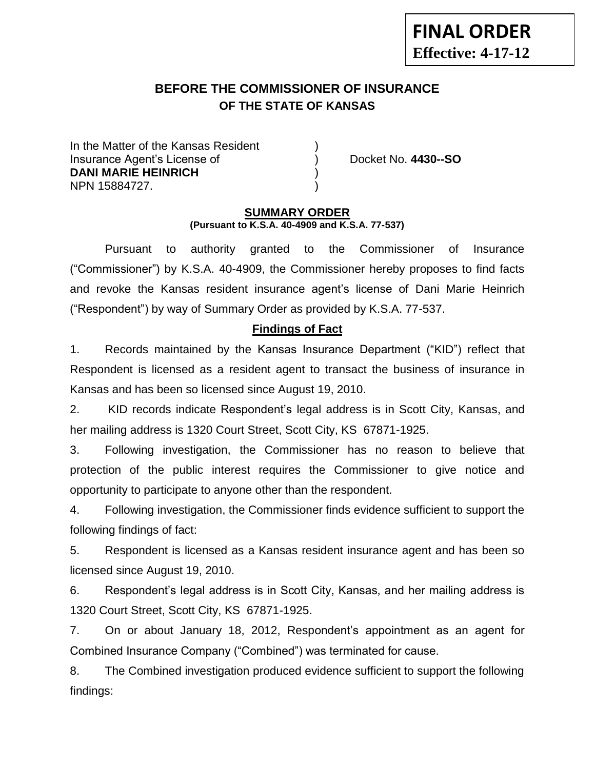**FINAL ORDER**
**Effective: 4-17-12**

# BEFORE THE COMMISSIONER OF INSURANCE
## OF THE STATE OF KANSAS

In the Matter of the Kansas Resident )
Insurance Agent's License of ) Docket No. **4430--SO**
**DANI MARIE HEINRICH** )
NPN 15884727. )

## SUMMARY ORDER
**(Pursuant to K.S.A. 40-4909 and K.S.A. 77-537)**

Pursuant to authority granted to the Commissioner of Insurance ("Commissioner") by K.S.A. 40-4909, the Commissioner hereby proposes to find facts and revoke the Kansas resident insurance agent's license of Dani Marie Heinrich ("Respondent") by way of Summary Order as provided by K.S.A. 77-537.

### Findings of Fact

1. Records maintained by the Kansas Insurance Department ("KID") reflect that Respondent is licensed as a resident agent to transact the business of insurance in Kansas and has been so licensed since August 19, 2010.

2. KID records indicate Respondent's legal address is in Scott City, Kansas, and her mailing address is 1320 Court Street, Scott City, KS 67871-1925.

3. Following investigation, the Commissioner has no reason to believe that protection of the public interest requires the Commissioner to give notice and opportunity to participate to anyone other than the respondent.

4. Following investigation, the Commissioner finds evidence sufficient to support the following findings of fact:

5. Respondent is licensed as a Kansas resident insurance agent and has been so licensed since August 19, 2010.

6. Respondent's legal address is in Scott City, Kansas, and her mailing address is 1320 Court Street, Scott City, KS 67871-1925.

7. On or about January 18, 2012, Respondent's appointment as an agent for Combined Insurance Company ("Combined") was terminated for cause.

8. The Combined investigation produced evidence sufficient to support the following findings: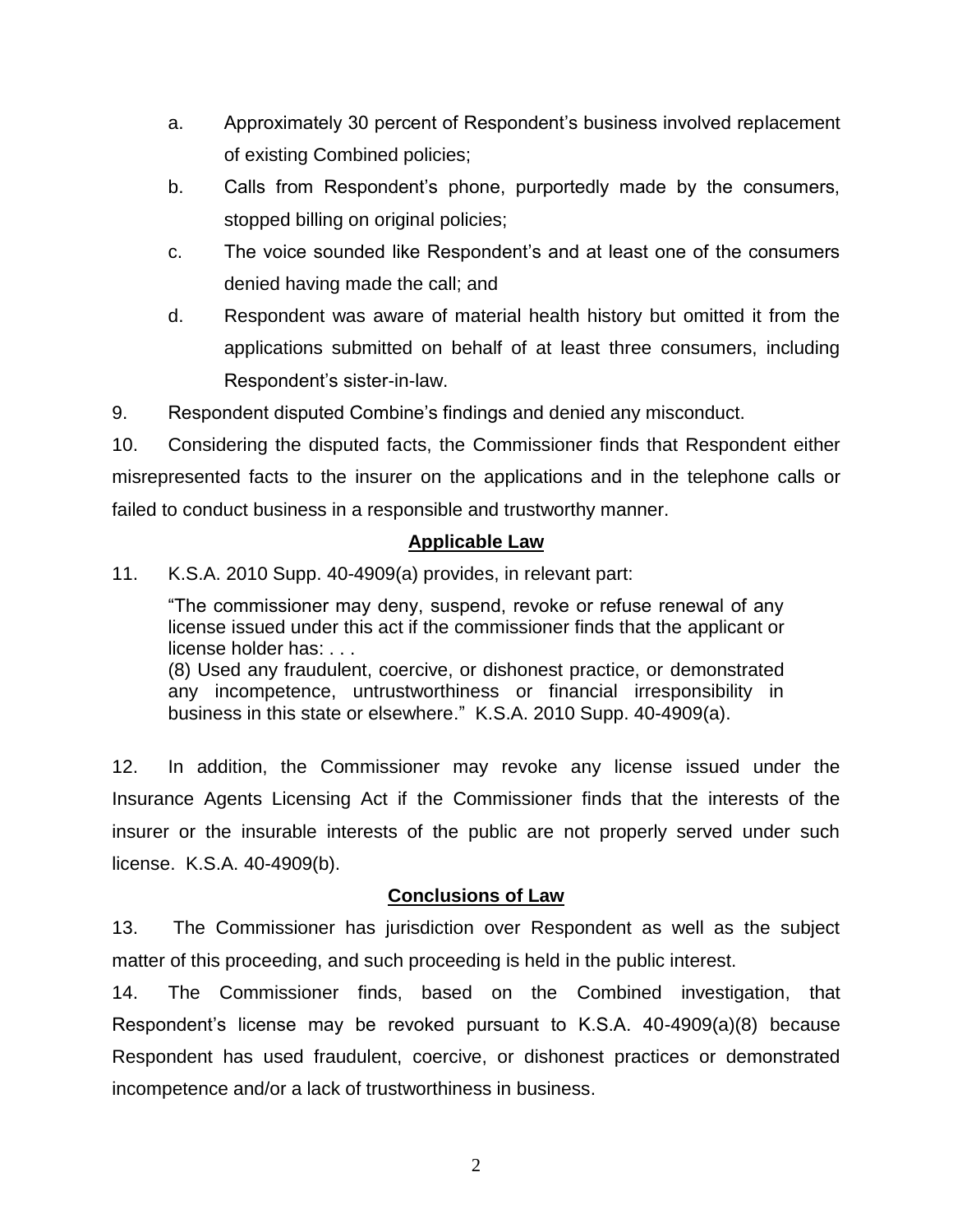a. Approximately 30 percent of Respondent's business involved replacement of existing Combined policies;

b. Calls from Respondent's phone, purportedly made by the consumers, stopped billing on original policies;

c. The voice sounded like Respondent's and at least one of the consumers denied having made the call; and

d. Respondent was aware of material health history but omitted it from the applications submitted on behalf of at least three consumers, including Respondent's sister-in-law.

9. Respondent disputed Combine's findings and denied any misconduct.

10. Considering the disputed facts, the Commissioner finds that Respondent either misrepresented facts to the insurer on the applications and in the telephone calls or failed to conduct business in a responsible and trustworthy manner.

## Applicable Law

11. K.S.A. 2010 Supp. 40-4909(a) provides, in relevant part:

> "The commissioner may deny, suspend, revoke or refuse renewal of any license issued under this act if the commissioner finds that the applicant or license holder has: . . .
> (8) Used any fraudulent, coercive, or dishonest practice, or demonstrated any incompetence, untrustworthiness or financial irresponsibility in business in this state or elsewhere." K.S.A. 2010 Supp. 40-4909(a).

12. In addition, the Commissioner may revoke any license issued under the Insurance Agents Licensing Act if the Commissioner finds that the interests of the insurer or the insurable interests of the public are not properly served under such license. K.S.A. 40-4909(b).

## Conclusions of Law

13. The Commissioner has jurisdiction over Respondent as well as the subject matter of this proceeding, and such proceeding is held in the public interest.

14. The Commissioner finds, based on the Combined investigation, that Respondent's license may be revoked pursuant to K.S.A. 40-4909(a)(8) because Respondent has used fraudulent, coercive, or dishonest practices or demonstrated incompetence and/or a lack of trustworthiness in business.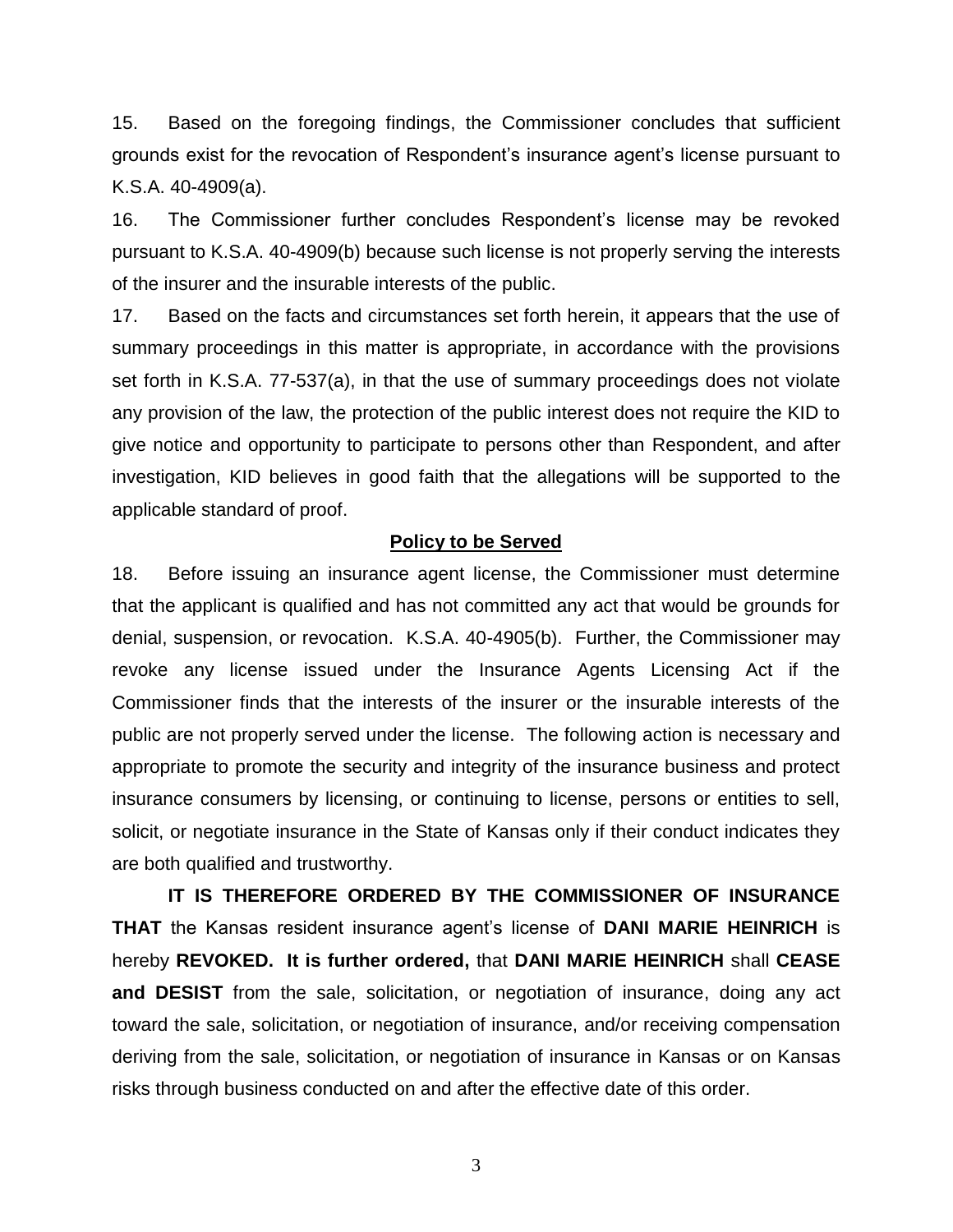15. Based on the foregoing findings, the Commissioner concludes that sufficient grounds exist for the revocation of Respondent's insurance agent's license pursuant to K.S.A. 40-4909(a).

16. The Commissioner further concludes Respondent's license may be revoked pursuant to K.S.A. 40-4909(b) because such license is not properly serving the interests of the insurer and the insurable interests of the public.

17. Based on the facts and circumstances set forth herein, it appears that the use of summary proceedings in this matter is appropriate, in accordance with the provisions set forth in K.S.A. 77-537(a), in that the use of summary proceedings does not violate any provision of the law, the protection of the public interest does not require the KID to give notice and opportunity to participate to persons other than Respondent, and after investigation, KID believes in good faith that the allegations will be supported to the applicable standard of proof.

## **Policy to be Served**

18. Before issuing an insurance agent license, the Commissioner must determine that the applicant is qualified and has not committed any act that would be grounds for denial, suspension, or revocation. K.S.A. 40-4905(b). Further, the Commissioner may revoke any license issued under the Insurance Agents Licensing Act if the Commissioner finds that the interests of the insurer or the insurable interests of the public are not properly served under the license. The following action is necessary and appropriate to promote the security and integrity of the insurance business and protect insurance consumers by licensing, or continuing to license, persons or entities to sell, solicit, or negotiate insurance in the State of Kansas only if their conduct indicates they are both qualified and trustworthy.

**IT IS THEREFORE ORDERED BY THE COMMISSIONER OF INSURANCE THAT** the Kansas resident insurance agent's license of **DANI MARIE HEINRICH** is hereby **REVOKED. It is further ordered,** that **DANI MARIE HEINRICH** shall **CEASE and DESIST** from the sale, solicitation, or negotiation of insurance, doing any act toward the sale, solicitation, or negotiation of insurance, and/or receiving compensation deriving from the sale, solicitation, or negotiation of insurance in Kansas or on Kansas risks through business conducted on and after the effective date of this order.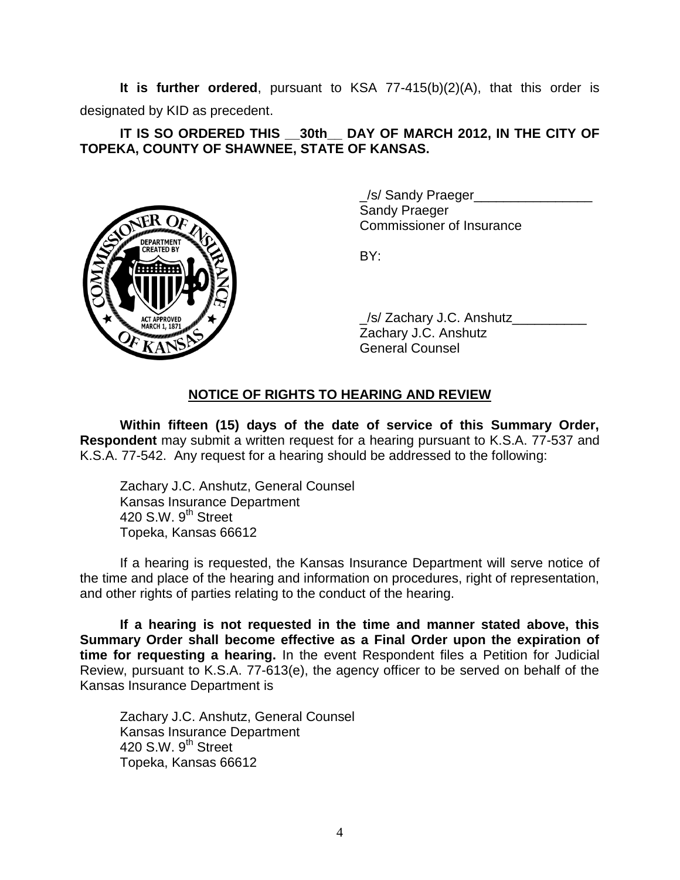**It is further ordered**, pursuant to KSA 77-415(b)(2)(A), that this order is designated by KID as precedent.

**IT IS SO ORDERED THIS __30th__ DAY OF MARCH 2012, IN THE CITY OF TOPEKA, COUNTY OF SHAWNEE, STATE OF KANSAS.**

_/s/ Sandy Praeger________________
Sandy Praeger
Commissioner of Insurance

BY:

_/s/ Zachary J.C. Anshutz__________
Zachary J.C. Anshutz
General Counsel

## NOTICE OF RIGHTS TO HEARING AND REVIEW

**Within fifteen (15) days of the date of service of this Summary Order, Respondent** may submit a written request for a hearing pursuant to K.S.A. 77-537 and K.S.A. 77-542. Any request for a hearing should be addressed to the following:

Zachary J.C. Anshutz, General Counsel
Kansas Insurance Department
420 S.W. 9th Street
Topeka, Kansas 66612

If a hearing is requested, the Kansas Insurance Department will serve notice of the time and place of the hearing and information on procedures, right of representation, and other rights of parties relating to the conduct of the hearing.

**If a hearing is not requested in the time and manner stated above, this Summary Order shall become effective as a Final Order upon the expiration of time for requesting a hearing.** In the event Respondent files a Petition for Judicial Review, pursuant to K.S.A. 77-613(e), the agency officer to be served on behalf of the Kansas Insurance Department is

Zachary J.C. Anshutz, General Counsel
Kansas Insurance Department
420 S.W. 9th Street
Topeka, Kansas 66612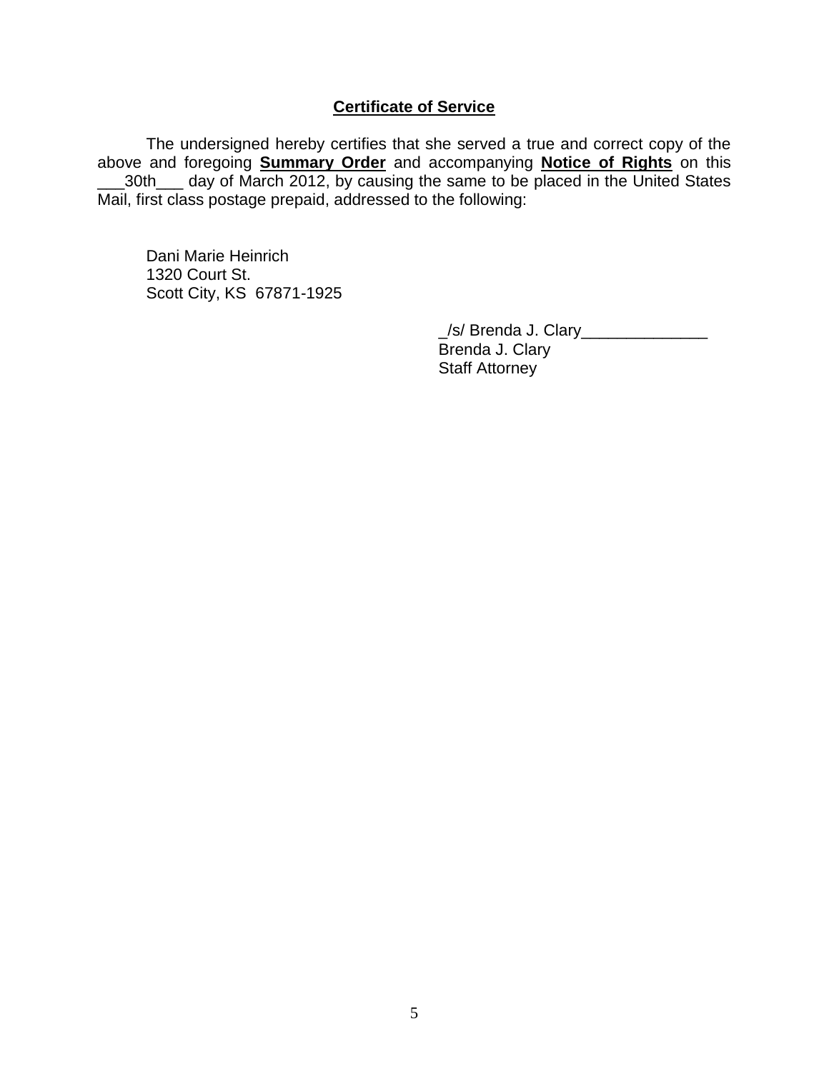**Certificate of Service**

The undersigned hereby certifies that she served a true and correct copy of the above and foregoing **Summary Order** and accompanying **Notice of Rights** on this ___30th___ day of March 2012, by causing the same to be placed in the United States Mail, first class postage prepaid, addressed to the following:

Dani Marie Heinrich
1320 Court St.
Scott City, KS 67871-1925

_/s/ Brenda J. Clary______________
Brenda J. Clary
Staff Attorney